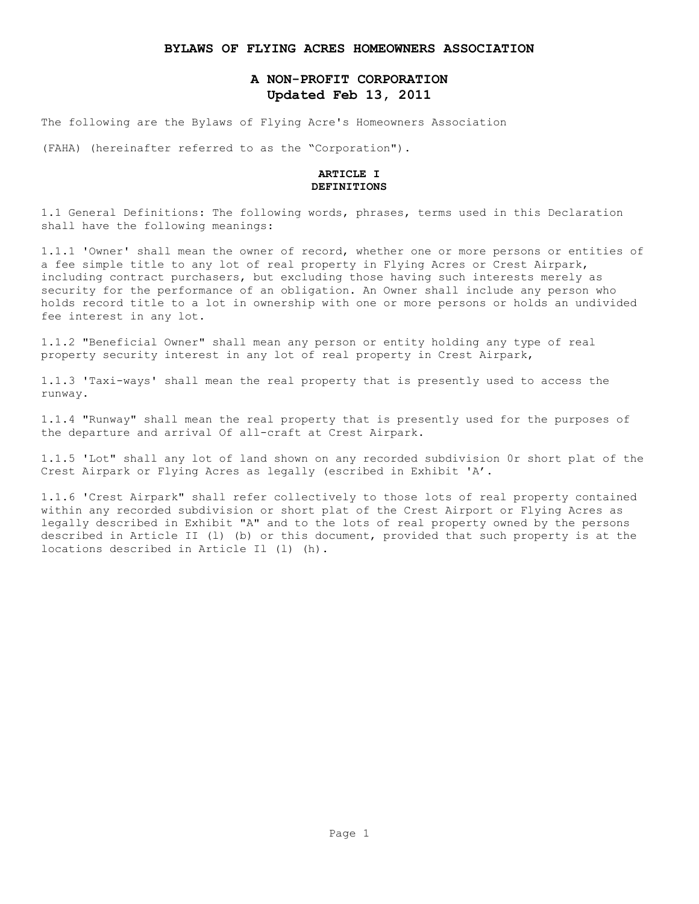# BYLAWS OF FLYING ACRES HOMEOWNERS ASSOCIATION

## A NON-PROFIT CORPORATION
## Updated Feb 13, 2011

The following are the Bylaws of Flying Acre's Homeowners Association

(FAHA) (hereinafter referred to as the "Corporation").

### ARTICLE I
### DEFINITIONS

1.1 General Definitions: The following words, phrases, terms used in this Declaration shall have the following meanings:

1.1.1 'Owner' shall mean the owner of record, whether one or more persons or entities of a fee simple title to any lot of real property in Flying Acres or Crest Airpark, including contract purchasers, but excluding those having such interests merely as security for the performance of an obligation. An Owner shall include any person who holds record title to a lot in ownership with one or more persons or holds an undivided fee interest in any lot.

1.1.2 "Beneficial Owner" shall mean any person or entity holding any type of real property security interest in any lot of real property in Crest Airpark,

1.1.3 'Taxi-ways' shall mean the real property that is presently used to access the runway.

1.1.4 "Runway" shall mean the real property that is presently used for the purposes of the departure and arrival Of all-craft at Crest Airpark.

1.1.5 'Lot" shall any lot of land shown on any recorded subdivision 0r short plat of the Crest Airpark or Flying Acres as legally (escribed in Exhibit 'A'.

1.1.6 'Crest Airpark" shall refer collectively to those lots of real property contained within any recorded subdivision or short plat of the Crest Airport or Flying Acres as legally described in Exhibit "A" and to the lots of real property owned by the persons described in Article II (l) (b) or this document, provided that such property is at the locations described in Article Il (l) (h).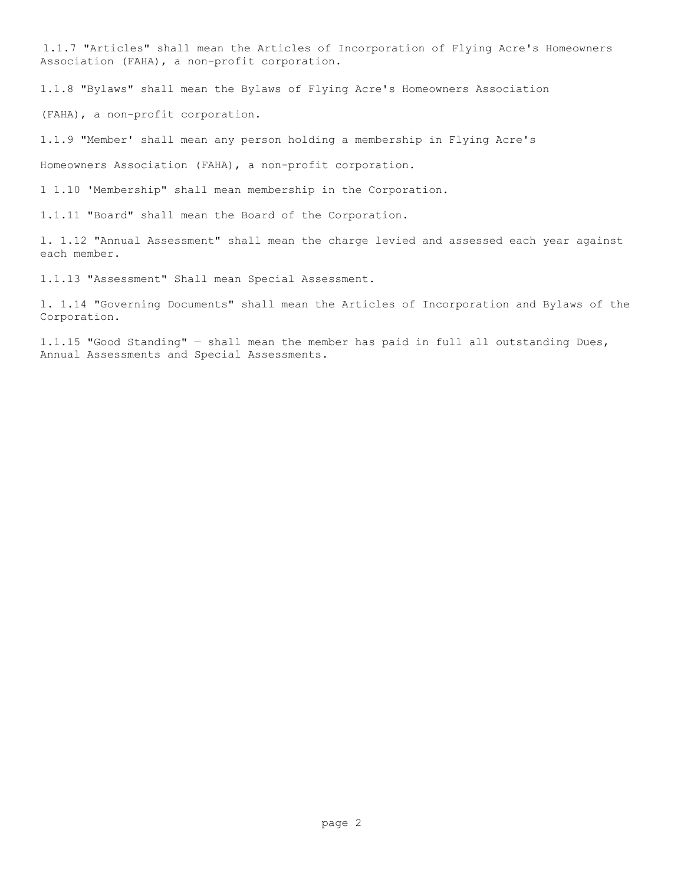l.1.7 "Articles" shall mean the Articles of Incorporation of Flying Acre's Homeowners Association (FAHA), a non-profit corporation.

1.1.8 "Bylaws" shall mean the Bylaws of Flying Acre's Homeowners Association

(FAHA), a non-profit corporation.

1.1.9 "Member' shall mean any person holding a membership in Flying Acre's

Homeowners Association (FAHA), a non-profit corporation.

1 1.10 'Membership" shall mean membership in the Corporation.

1.1.11 "Board" shall mean the Board of the Corporation.

l. 1.12 "Annual Assessment" shall mean the charge levied and assessed each year against each member.

1.1.13 "Assessment" Shall mean Special Assessment.

l. 1.14 "Governing Documents" shall mean the Articles of Incorporation and Bylaws of the Corporation.

1.1.15 "Good Standing" — shall mean the member has paid in full all outstanding Dues, Annual Assessments and Special Assessments.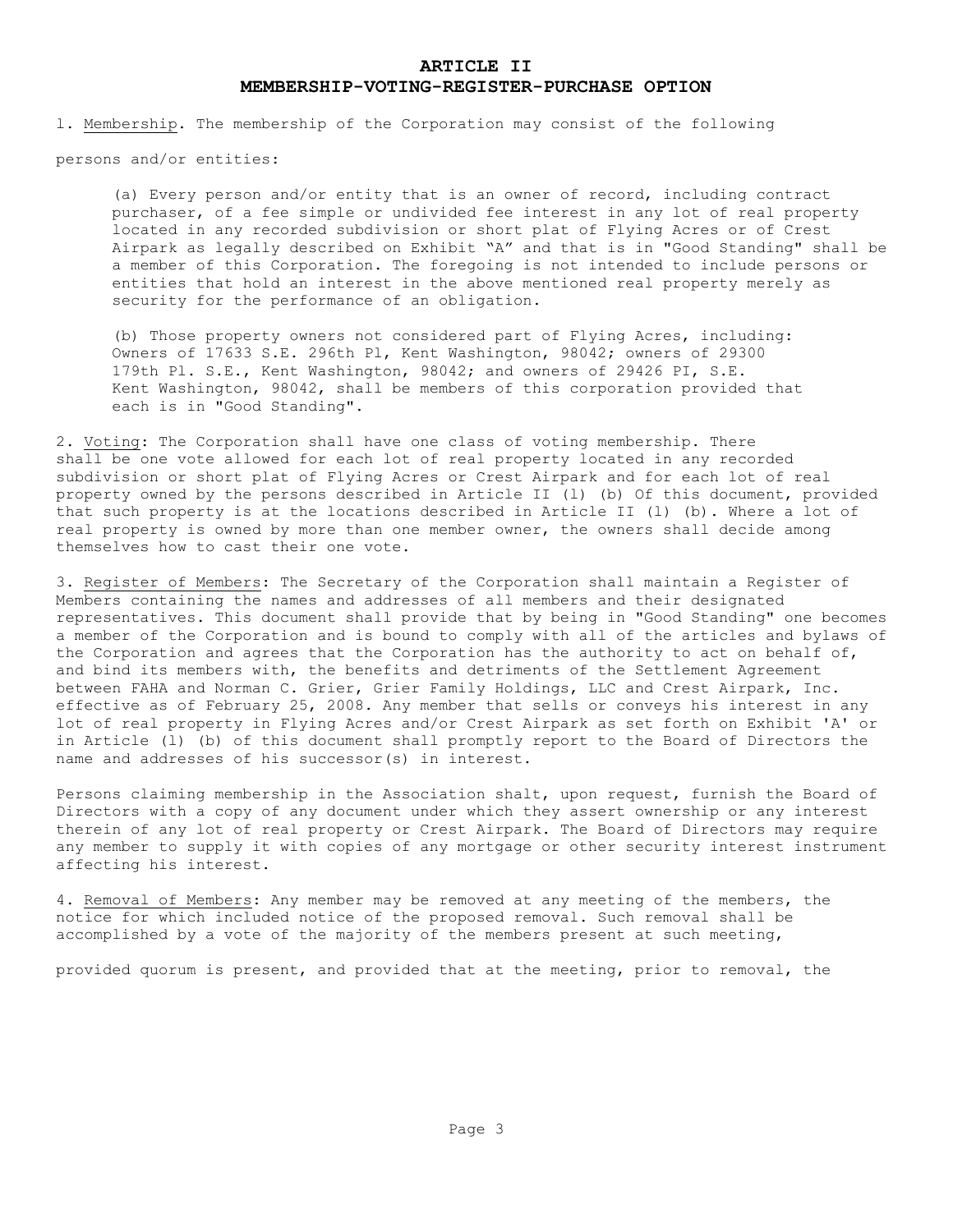## ARTICLE II
## MEMBERSHIP-VOTING-REGISTER-PURCHASE OPTION

1. Membership. The membership of the Corporation may consist of the following persons and/or entities:

> (a) Every person and/or entity that is an owner of record, including contract purchaser, of a fee simple or undivided fee interest in any lot of real property located in any recorded subdivision or short plat of Flying Acres or of Crest Airpark as legally described on Exhibit "A" and that is in "Good Standing" shall be a member of this Corporation. The foregoing is not intended to include persons or entities that hold an interest in the above mentioned real property merely as security for the performance of an obligation.
>
> (b) Those property owners not considered part of Flying Acres, including: Owners of 17633 S.E. 296th Pl, Kent Washington, 98042; owners of 29300 179th Pl. S.E., Kent Washington, 98042; and owners of 29426 PI, S.E. Kent Washington, 98042, shall be members of this corporation provided that each is in "Good Standing".

2. Voting: The Corporation shall have one class of voting membership. There shall be one vote allowed for each lot of real property located in any recorded subdivision or short plat of Flying Acres or Crest Airpark and for each lot of real property owned by the persons described in Article II (l) (b) Of this document, provided that such property is at the locations described in Article II (l) (b). Where a lot of real property is owned by more than one member owner, the owners shall decide among themselves how to cast their one vote.

3. Register of Members: The Secretary of the Corporation shall maintain a Register of Members containing the names and addresses of all members and their designated representatives. This document shall provide that by being in "Good Standing" one becomes a member of the Corporation and is bound to comply with all of the articles and bylaws of the Corporation and agrees that the Corporation has the authority to act on behalf of, and bind its members with, the benefits and detriments of the Settlement Agreement between FAHA and Norman C. Grier, Grier Family Holdings, LLC and Crest Airpark, Inc. effective as of February 25, 2008. Any member that sells or conveys his interest in any lot of real property in Flying Acres and/or Crest Airpark as set forth on Exhibit 'A' or in Article (l) (b) of this document shall promptly report to the Board of Directors the name and addresses of his successor(s) in interest.

Persons claiming membership in the Association shalt, upon request, furnish the Board of Directors with a copy of any document under which they assert ownership or any interest therein of any lot of real property or Crest Airpark. The Board of Directors may require any member to supply it with copies of any mortgage or other security interest instrument affecting his interest.

4. Removal of Members: Any member may be removed at any meeting of the members, the notice for which included notice of the proposed removal. Such removal shall be accomplished by a vote of the majority of the members present at such meeting, provided quorum is present, and provided that at the meeting, prior to removal, the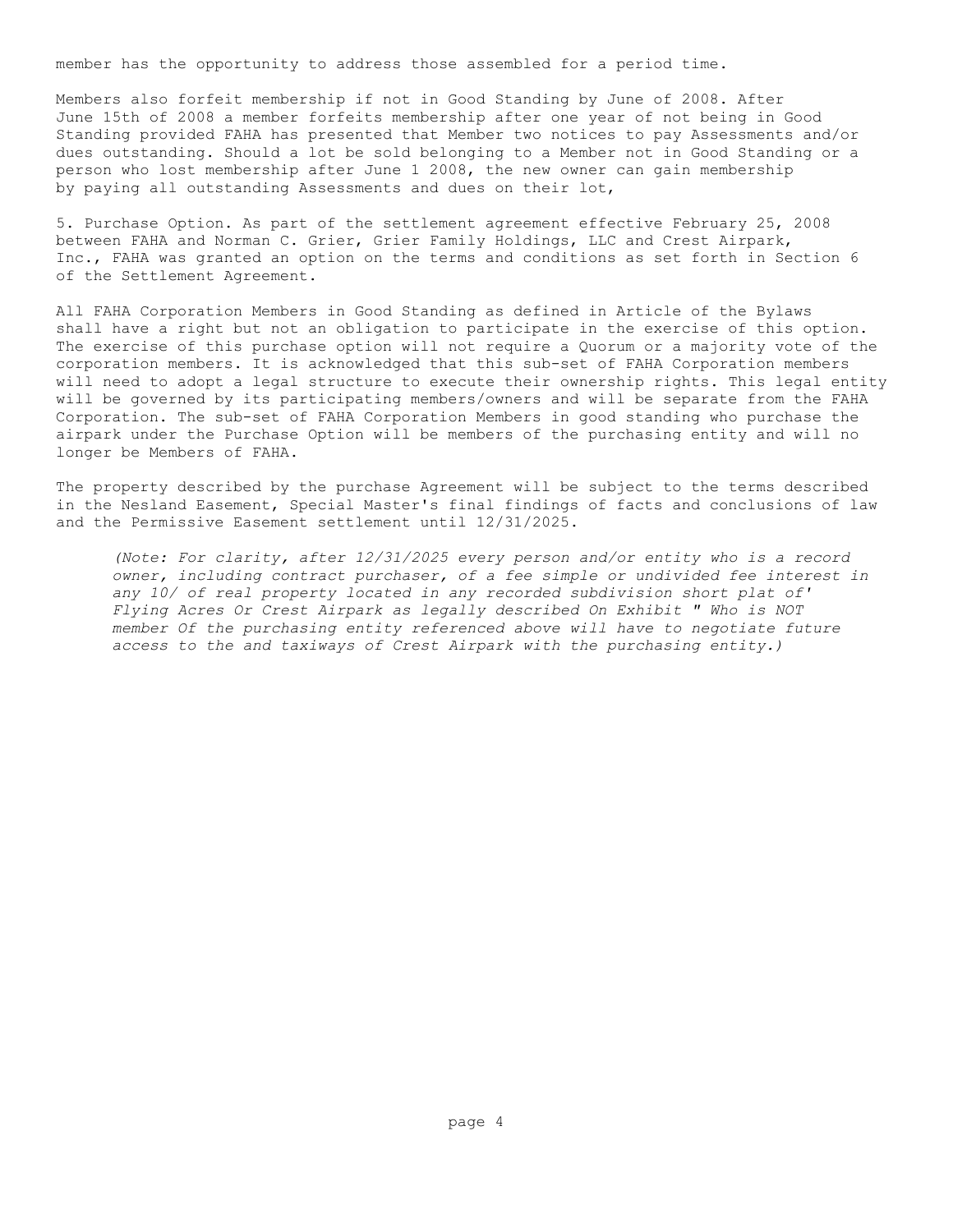member has the opportunity to address those assembled for a period time.

Members also forfeit membership if not in Good Standing by June of 2008. After June 15th of 2008 a member forfeits membership after one year of not being in Good Standing provided FAHA has presented that Member two notices to pay Assessments and/or dues outstanding. Should a lot be sold belonging to a Member not in Good Standing or a person who lost membership after June 1 2008, the new owner can gain membership by paying all outstanding Assessments and dues on their lot,

5. Purchase Option. As part of the settlement agreement effective February 25, 2008 between FAHA and Norman C. Grier, Grier Family Holdings, LLC and Crest Airpark, Inc., FAHA was granted an option on the terms and conditions as set forth in Section 6 of the Settlement Agreement.

All FAHA Corporation Members in Good Standing as defined in Article of the Bylaws shall have a right but not an obligation to participate in the exercise of this option. The exercise of this purchase option will not require a Quorum or a majority vote of the corporation members. It is acknowledged that this sub-set of FAHA Corporation members will need to adopt a legal structure to execute their ownership rights. This legal entity will be governed by its participating members/owners and will be separate from the FAHA Corporation. The sub-set of FAHA Corporation Members in good standing who purchase the airpark under the Purchase Option will be members of the purchasing entity and will no longer be Members of FAHA.

The property described by the purchase Agreement will be subject to the terms described in the Nesland Easement, Special Master's final findings of facts and conclusions of law and the Permissive Easement settlement until 12/31/2025.

> *(Note: For clarity, after 12/31/2025 every person and/or entity who is a record owner, including contract purchaser, of a fee simple or undivided fee interest in any 10/ of real property located in any recorded subdivision short plat of' Flying Acres Or Crest Airpark as legally described On Exhibit " Who is NOT member Of the purchasing entity referenced above will have to negotiate future access to the and taxiways of Crest Airpark with the purchasing entity.)*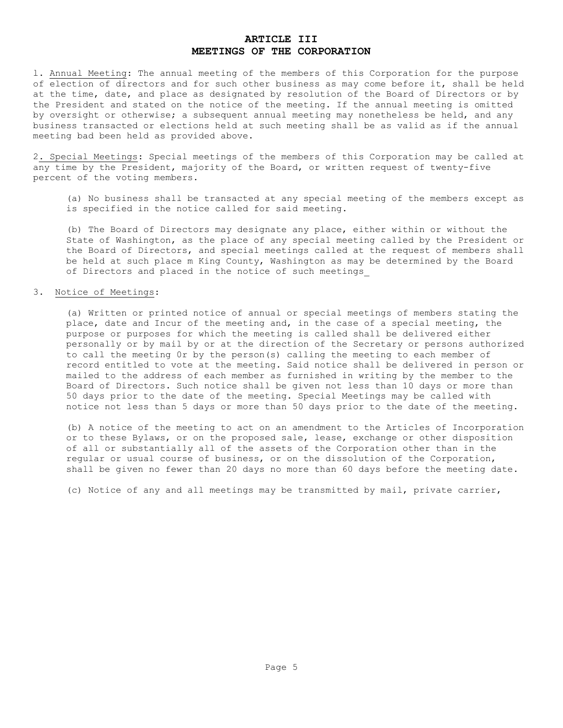## ARTICLE III
## MEETINGS OF THE CORPORATION

l. Annual Meeting: The annual meeting of the members of this Corporation for the purpose of election of directors and for such other business as may come before it, shall be held at the time, date, and place as designated by resolution of the Board of Directors or by the President and stated on the notice of the meeting. If the annual meeting is omitted by oversight or otherwise; a subsequent annual meeting may nonetheless be held, and any business transacted or elections held at such meeting shall be as valid as if the annual meeting bad been held as provided above.

2. Special Meetings: Special meetings of the members of this Corporation may be called at any time by the President, majority of the Board, or written request of twenty-five percent of the voting members.

(a) No business shall be transacted at any special meeting of the members except as is specified in the notice called for said meeting.

(b) The Board of Directors may designate any place, either within or without the State of Washington, as the place of any special meeting called by the President or the Board of Directors, and special meetings called at the request of members shall be held at such place m King County, Washington as may be determined by the Board of Directors and placed in the notice of such meetings_

3. Notice of Meetings:

(a) Written or printed notice of annual or special meetings of members stating the place, date and Incur of the meeting and, in the case of a special meeting, the purpose or purposes for which the meeting is called shall be delivered either personally or by mail by or at the direction of the Secretary or persons authorized to call the meeting 0r by the person(s) calling the meeting to each member of record entitled to vote at the meeting. Said notice shall be delivered in person or mailed to the address of each member as furnished in writing by the member to the Board of Directors. Such notice shall be given not less than 10 days or more than 50 days prior to the date of the meeting. Special Meetings may be called with notice not less than 5 days or more than 50 days prior to the date of the meeting.

(b) A notice of the meeting to act on an amendment to the Articles of Incorporation or to these Bylaws, or on the proposed sale, lease, exchange or other disposition of all or substantially all of the assets of the Corporation other than in the regular or usual course of business, or on the dissolution of the Corporation, shall be given no fewer than 20 days no more than 60 days before the meeting date.

(c) Notice of any and all meetings may be transmitted by mail, private carrier,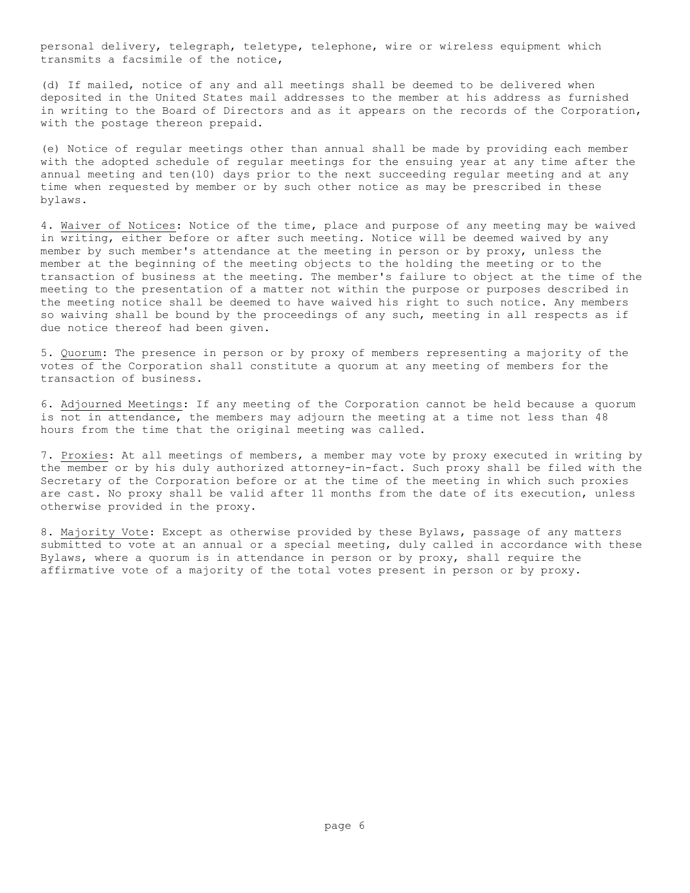personal delivery, telegraph, teletype, telephone, wire or wireless equipment which transmits a facsimile of the notice,

(d) If mailed, notice of any and all meetings shall be deemed to be delivered when deposited in the United States mail addresses to the member at his address as furnished in writing to the Board of Directors and as it appears on the records of the Corporation, with the postage thereon prepaid.

(e) Notice of regular meetings other than annual shall be made by providing each member with the adopted schedule of regular meetings for the ensuing year at any time after the annual meeting and ten(10) days prior to the next succeeding regular meeting and at any time when requested by member or by such other notice as may be prescribed in these bylaws.

4. <u>Waiver of Notices</u>: Notice of the time, place and purpose of any meeting may be waived in writing, either before or after such meeting. Notice will be deemed waived by any member by such member's attendance at the meeting in person or by proxy, unless the member at the beginning of the meeting objects to the holding the meeting or to the transaction of business at the meeting. The member's failure to object at the time of the meeting to the presentation of a matter not within the purpose or purposes described in the meeting notice shall be deemed to have waived his right to such notice. Any members so waiving shall be bound by the proceedings of any such, meeting in all respects as if due notice thereof had been given.

5. <u>Quorum</u>: The presence in person or by proxy of members representing a majority of the votes of the Corporation shall constitute a quorum at any meeting of members for the transaction of business.

6. <u>Adjourned Meetings</u>: If any meeting of the Corporation cannot be held because a quorum is not in attendance, the members may adjourn the meeting at a time not less than 48 hours from the time that the original meeting was called.

7. <u>Proxies</u>: At all meetings of members, a member may vote by proxy executed in writing by the member or by his duly authorized attorney-in-fact. Such proxy shall be filed with the Secretary of the Corporation before or at the time of the meeting in which such proxies are cast. No proxy shall be valid after 11 months from the date of its execution, unless otherwise provided in the proxy.

8. <u>Majority Vote</u>: Except as otherwise provided by these Bylaws, passage of any matters submitted to vote at an annual or a special meeting, duly called in accordance with these Bylaws, where a quorum is in attendance in person or by proxy, shall require the affirmative vote of a majority of the total votes present in person or by proxy.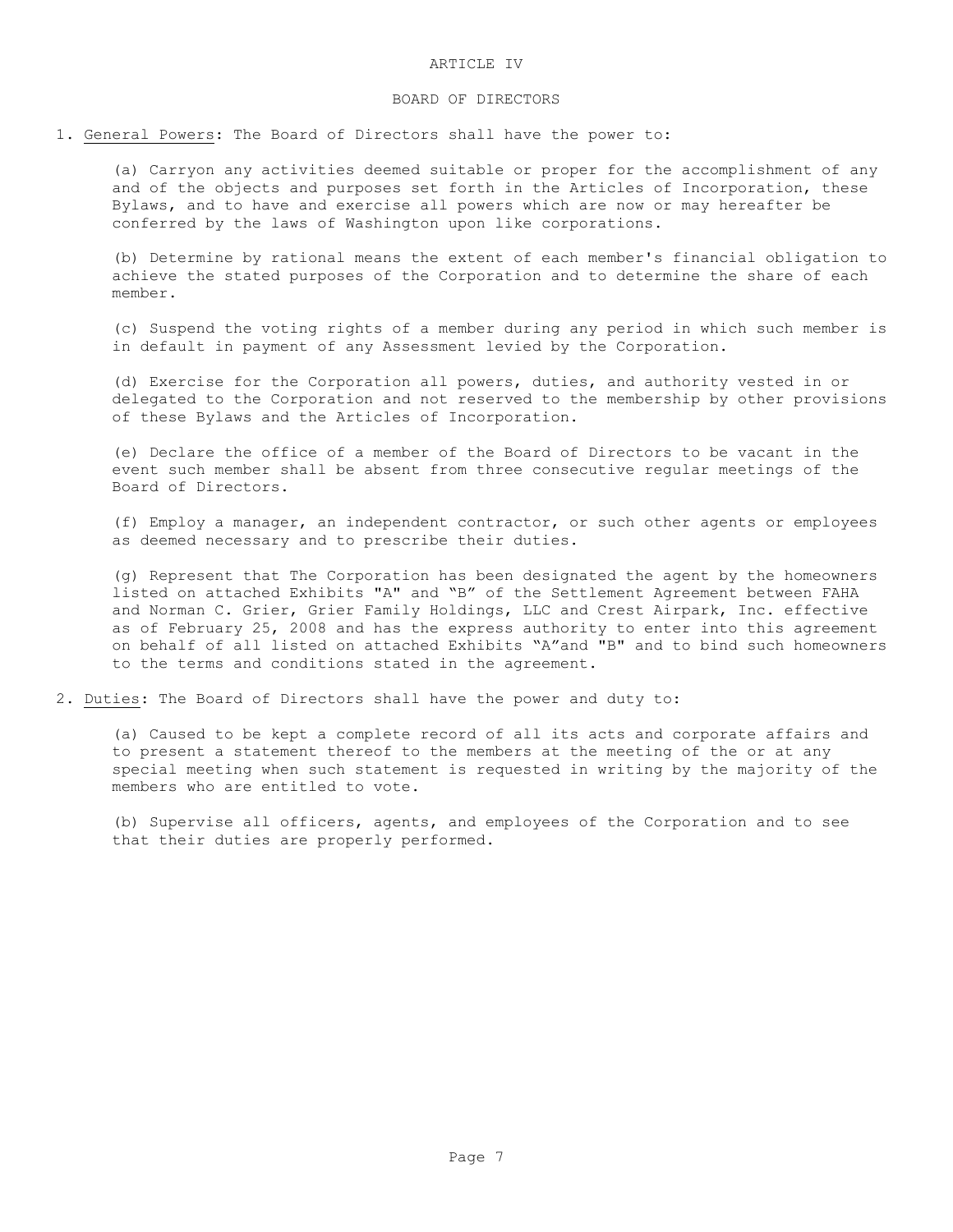# ARTICLE IV

## BOARD OF DIRECTORS

1. General Powers: The Board of Directors shall have the power to:

   (a) Carryon any activities deemed suitable or proper for the accomplishment of any and of the objects and purposes set forth in the Articles of Incorporation, these Bylaws, and to have and exercise all powers which are now or may hereafter be conferred by the laws of Washington upon like corporations.

   (b) Determine by rational means the extent of each member's financial obligation to achieve the stated purposes of the Corporation and to determine the share of each member.

   (c) Suspend the voting rights of a member during any period in which such member is in default in payment of any Assessment levied by the Corporation.

   (d) Exercise for the Corporation all powers, duties, and authority vested in or delegated to the Corporation and not reserved to the membership by other provisions of these Bylaws and the Articles of Incorporation.

   (e) Declare the office of a member of the Board of Directors to be vacant in the event such member shall be absent from three consecutive regular meetings of the Board of Directors.

   (f) Employ a manager, an independent contractor, or such other agents or employees as deemed necessary and to prescribe their duties.

   (g) Represent that The Corporation has been designated the agent by the homeowners listed on attached Exhibits "A" and "B" of the Settlement Agreement between FAHA and Norman C. Grier, Grier Family Holdings, LLC and Crest Airpark, Inc. effective as of February 25, 2008 and has the express authority to enter into this agreement on behalf of all listed on attached Exhibits "A"and "B" and to bind such homeowners to the terms and conditions stated in the agreement.

2. Duties: The Board of Directors shall have the power and duty to:

   (a) Caused to be kept a complete record of all its acts and corporate affairs and to present a statement thereof to the members at the meeting of the or at any special meeting when such statement is requested in writing by the majority of the members who are entitled to vote.

   (b) Supervise all officers, agents, and employees of the Corporation and to see that their duties are properly performed.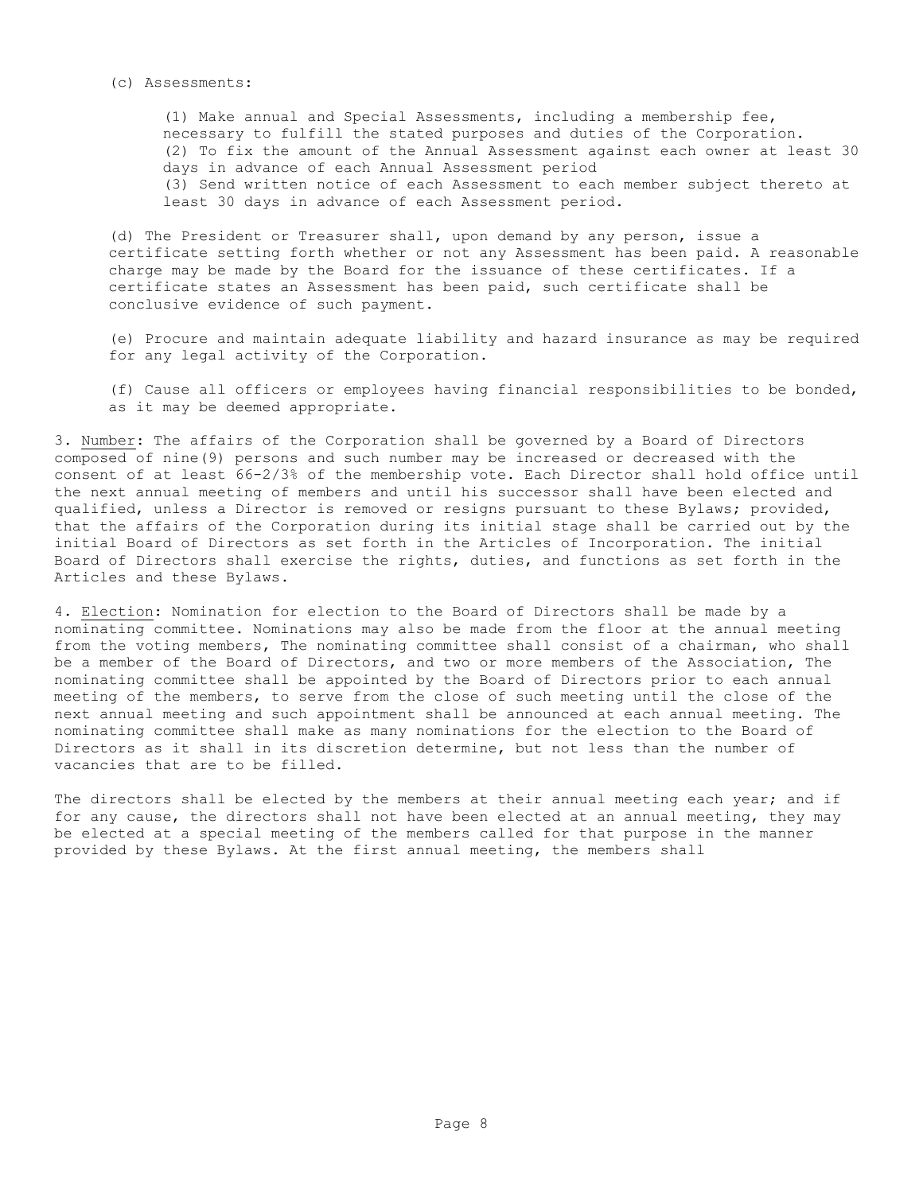(c) Assessments:

(1) Make annual and Special Assessments, including a membership fee, necessary to fulfill the stated purposes and duties of the Corporation.
(2) To fix the amount of the Annual Assessment against each owner at least 30 days in advance of each Annual Assessment period
(3) Send written notice of each Assessment to each member subject thereto at least 30 days in advance of each Assessment period.

(d) The President or Treasurer shall, upon demand by any person, issue a certificate setting forth whether or not any Assessment has been paid. A reasonable charge may be made by the Board for the issuance of these certificates. If a certificate states an Assessment has been paid, such certificate shall be conclusive evidence of such payment.

(e) Procure and maintain adequate liability and hazard insurance as may be required for any legal activity of the Corporation.

(f) Cause all officers or employees having financial responsibilities to be bonded, as it may be deemed appropriate.

3. Number: The affairs of the Corporation shall be governed by a Board of Directors composed of nine(9) persons and such number may be increased or decreased with the consent of at least 66-2/3% of the membership vote. Each Director shall hold office until the next annual meeting of members and until his successor shall have been elected and qualified, unless a Director is removed or resigns pursuant to these Bylaws; provided, that the affairs of the Corporation during its initial stage shall be carried out by the initial Board of Directors as set forth in the Articles of Incorporation. The initial Board of Directors shall exercise the rights, duties, and functions as set forth in the Articles and these Bylaws.

4. Election: Nomination for election to the Board of Directors shall be made by a nominating committee. Nominations may also be made from the floor at the annual meeting from the voting members, The nominating committee shall consist of a chairman, who shall be a member of the Board of Directors, and two or more members of the Association, The nominating committee shall be appointed by the Board of Directors prior to each annual meeting of the members, to serve from the close of such meeting until the close of the next annual meeting and such appointment shall be announced at each annual meeting. The nominating committee shall make as many nominations for the election to the Board of Directors as it shall in its discretion determine, but not less than the number of vacancies that are to be filled.

The directors shall be elected by the members at their annual meeting each year; and if for any cause, the directors shall not have been elected at an annual meeting, they may be elected at a special meeting of the members called for that purpose in the manner provided by these Bylaws. At the first annual meeting, the members shall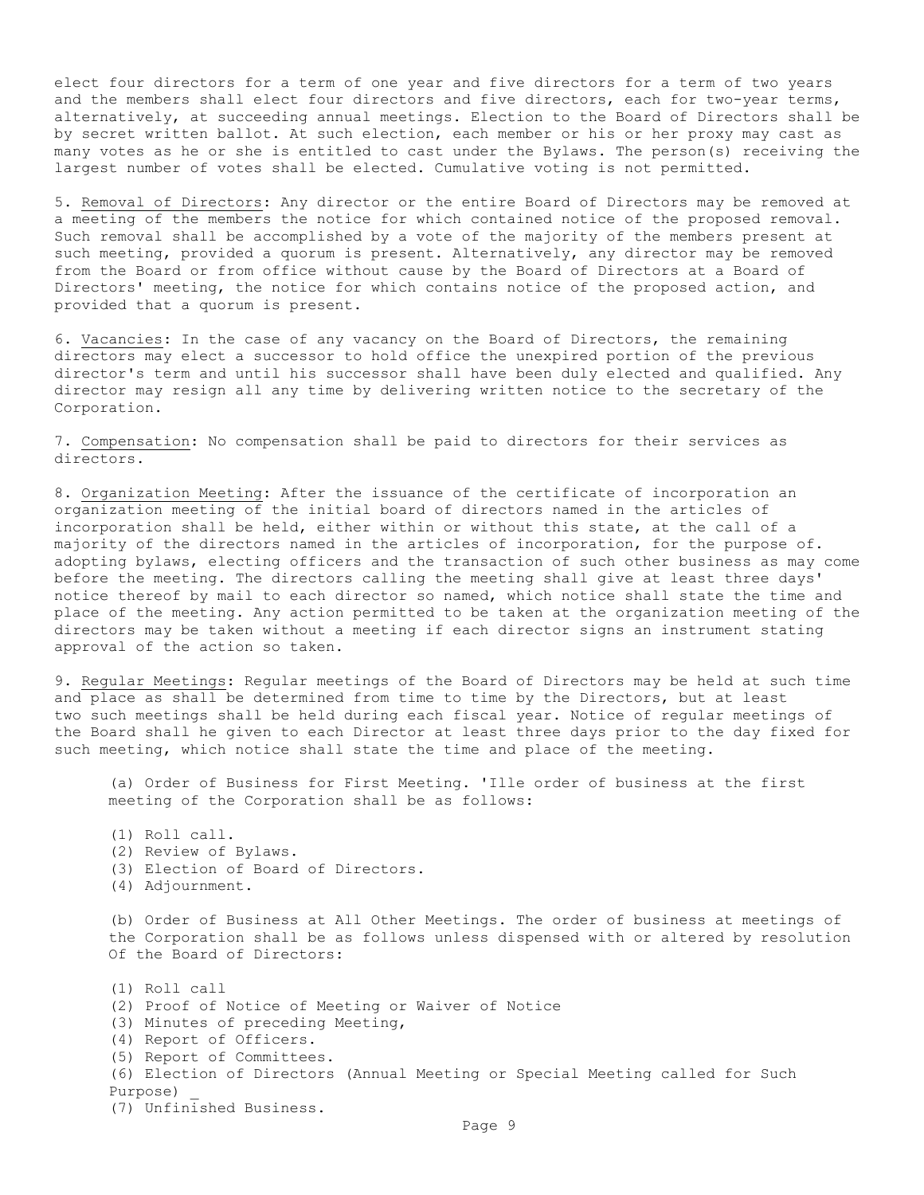elect four directors for a term of one year and five directors for a term of two years and the members shall elect four directors and five directors, each for two-year terms, alternatively, at succeeding annual meetings. Election to the Board of Directors shall be by secret written ballot. At such election, each member or his or her proxy may cast as many votes as he or she is entitled to cast under the Bylaws. The person(s) receiving the largest number of votes shall be elected. Cumulative voting is not permitted.

5. Removal of Directors: Any director or the entire Board of Directors may be removed at a meeting of the members the notice for which contained notice of the proposed removal. Such removal shall be accomplished by a vote of the majority of the members present at such meeting, provided a quorum is present. Alternatively, any director may be removed from the Board or from office without cause by the Board of Directors at a Board of Directors' meeting, the notice for which contains notice of the proposed action, and provided that a quorum is present.

6. Vacancies: In the case of any vacancy on the Board of Directors, the remaining directors may elect a successor to hold office the unexpired portion of the previous director's term and until his successor shall have been duly elected and qualified. Any director may resign all any time by delivering written notice to the secretary of the Corporation.

7. Compensation: No compensation shall be paid to directors for their services as directors.

8. Organization Meeting: After the issuance of the certificate of incorporation an organization meeting of the initial board of directors named in the articles of incorporation shall be held, either within or without this state, at the call of a majority of the directors named in the articles of incorporation, for the purpose of. adopting bylaws, electing officers and the transaction of such other business as may come before the meeting. The directors calling the meeting shall give at least three days' notice thereof by mail to each director so named, which notice shall state the time and place of the meeting. Any action permitted to be taken at the organization meeting of the directors may be taken without a meeting if each director signs an instrument stating approval of the action so taken.

9. Regular Meetings: Regular meetings of the Board of Directors may be held at such time and place as shall be determined from time to time by the Directors, but at least two such meetings shall be held during each fiscal year. Notice of regular meetings of the Board shall he given to each Director at least three days prior to the day fixed for such meeting, which notice shall state the time and place of the meeting.

(a) Order of Business for First Meeting. 'Ille order of business at the first meeting of the Corporation shall be as follows:

(1) Roll call.
(2) Review of Bylaws.
(3) Election of Board of Directors.
(4) Adjournment.

(b) Order of Business at All Other Meetings. The order of business at meetings of the Corporation shall be as follows unless dispensed with or altered by resolution Of the Board of Directors:

(1) Roll call
(2) Proof of Notice of Meeting or Waiver of Notice
(3) Minutes of preceding Meeting,
(4) Report of Officers.
(5) Report of Committees.
(6) Election of Directors (Annual Meeting or Special Meeting called for Such Purpose) _
(7) Unfinished Business.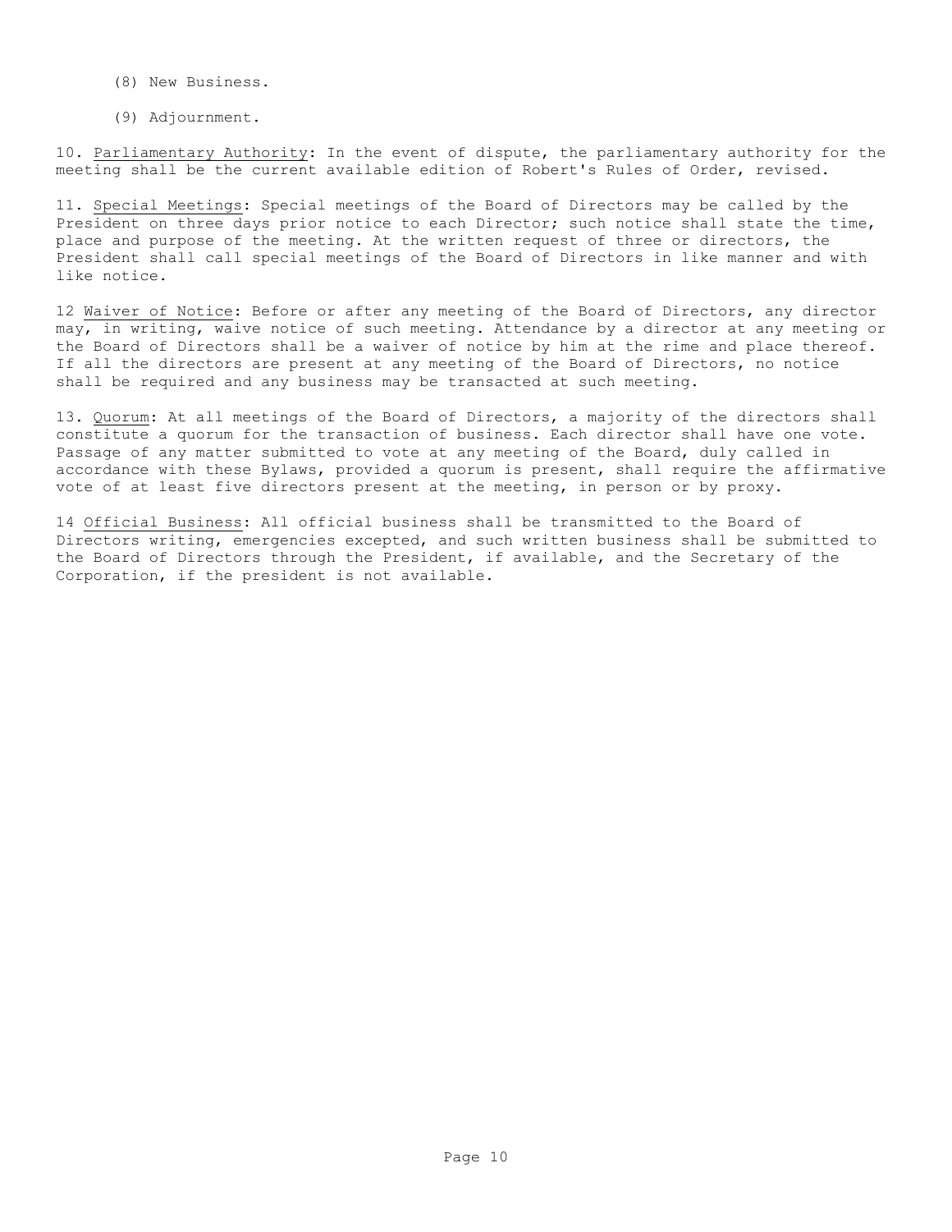(8) New Business.

(9) Adjournment.

10. Parliamentary Authority: In the event of dispute, the parliamentary authority for the meeting shall be the current available edition of Robert's Rules of Order, revised.

11. Special Meetings: Special meetings of the Board of Directors may be called by the President on three days prior notice to each Director; such notice shall state the time, place and purpose of the meeting. At the written request of three or directors, the President shall call special meetings of the Board of Directors in like manner and with like notice.

12 Waiver of Notice: Before or after any meeting of the Board of Directors, any director may, in writing, waive notice of such meeting. Attendance by a director at any meeting or the Board of Directors shall be a waiver of notice by him at the rime and place thereof. If all the directors are present at any meeting of the Board of Directors, no notice shall be required and any business may be transacted at such meeting.

13. Quorum: At all meetings of the Board of Directors, a majority of the directors shall constitute a quorum for the transaction of business. Each director shall have one vote. Passage of any matter submitted to vote at any meeting of the Board, duly called in accordance with these Bylaws, provided a quorum is present, shall require the affirmative vote of at least five directors present at the meeting, in person or by proxy.

14 Official Business: All official business shall be transmitted to the Board of Directors writing, emergencies excepted, and such written business shall be submitted to the Board of Directors through the President, if available, and the Secretary of the Corporation, if the president is not available.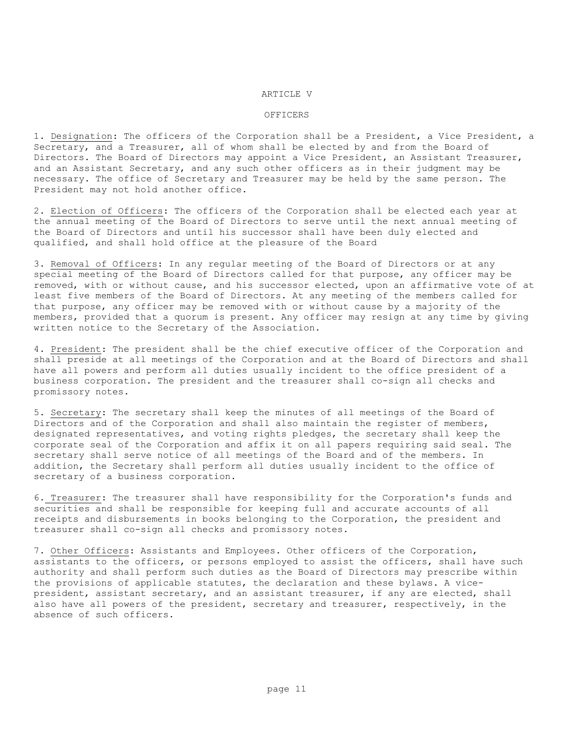# ARTICLE V

## OFFICERS

1. <u>Designation</u>: The officers of the Corporation shall be a President, a Vice President, a Secretary, and a Treasurer, all of whom shall be elected by and from the Board of Directors. The Board of Directors may appoint a Vice President, an Assistant Treasurer, and an Assistant Secretary, and any such other officers as in their judgment may be necessary. The office of Secretary and Treasurer may be held by the same person. The President may not hold another office.

2. <u>Election of Officers</u>: The officers of the Corporation shall be elected each year at the annual meeting of the Board of Directors to serve until the next annual meeting of the Board of Directors and until his successor shall have been duly elected and qualified, and shall hold office at the pleasure of the Board

3. <u>Removal of Officers</u>: In any regular meeting of the Board of Directors or at any special meeting of the Board of Directors called for that purpose, any officer may be removed, with or without cause, and his successor elected, upon an affirmative vote of at least five members of the Board of Directors. At any meeting of the members called for that purpose, any officer may be removed with or without cause by a majority of the members, provided that a quorum is present. Any officer may resign at any time by giving written notice to the Secretary of the Association.

4. <u>President</u>: The president shall be the chief executive officer of the Corporation and shall preside at all meetings of the Corporation and at the Board of Directors and shall have all powers and perform all duties usually incident to the office president of a business corporation. The president and the treasurer shall co-sign all checks and promissory notes.

5. <u>Secretary</u>: The secretary shall keep the minutes of all meetings of the Board of Directors and of the Corporation and shall also maintain the register of members, designated representatives, and voting rights pledges, the secretary shall keep the corporate seal of the Corporation and affix it on all papers requiring said seal. The secretary shall serve notice of all meetings of the Board and of the members. In addition, the Secretary shall perform all duties usually incident to the office of secretary of a business corporation.

6. <u>Treasurer</u>: The treasurer shall have responsibility for the Corporation's funds and securities and shall be responsible for keeping full and accurate accounts of all receipts and disbursements in books belonging to the Corporation, the president and treasurer shall co-sign all checks and promissory notes.

7. <u>Other Officers</u>: Assistants and Employees. Other officers of the Corporation, assistants to the officers, or persons employed to assist the officers, shall have such authority and shall perform such duties as the Board of Directors may prescribe within the provisions of applicable statutes, the declaration and these bylaws. A vice-president, assistant secretary, and an assistant treasurer, if any are elected, shall also have all powers of the president, secretary and treasurer, respectively, in the absence of such officers.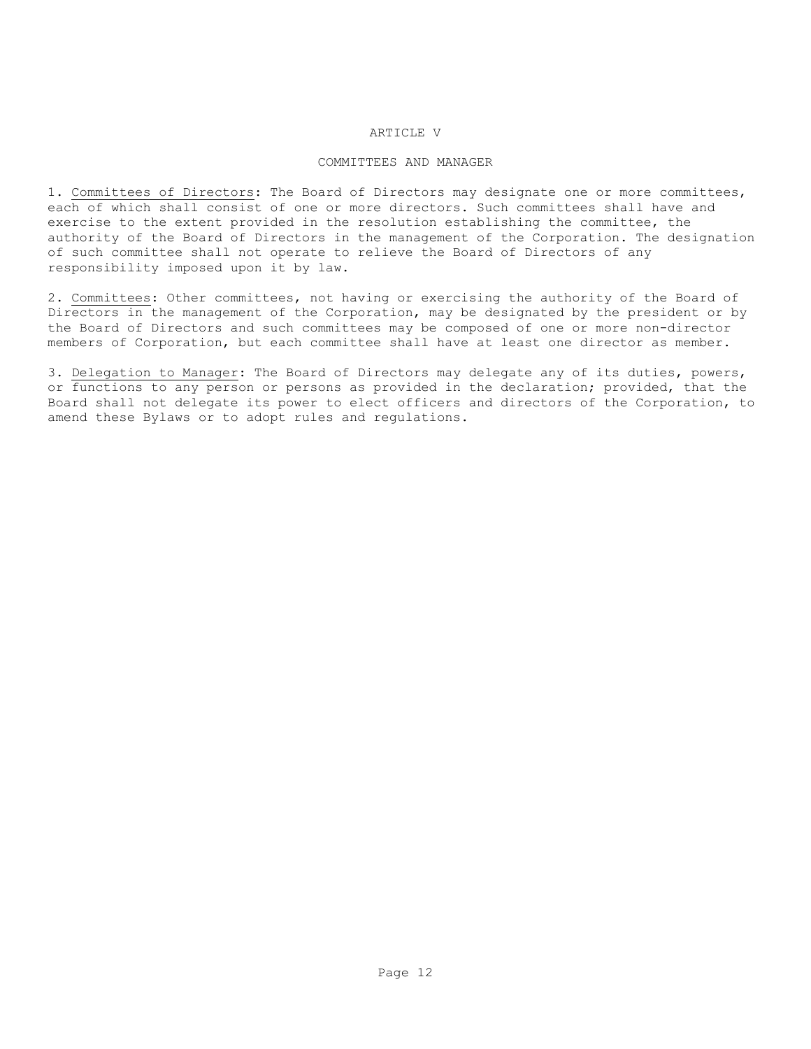# ARTICLE V

## COMMITTEES AND MANAGER

1. <u>Committees of Directors</u>: The Board of Directors may designate one or more committees, each of which shall consist of one or more directors. Such committees shall have and exercise to the extent provided in the resolution establishing the committee, the authority of the Board of Directors in the management of the Corporation. The designation of such committee shall not operate to relieve the Board of Directors of any responsibility imposed upon it by law.

2. <u>Committees</u>: Other committees, not having or exercising the authority of the Board of Directors in the management of the Corporation, may be designated by the president or by the Board of Directors and such committees may be composed of one or more non-director members of Corporation, but each committee shall have at least one director as member.

3. <u>Delegation to Manager</u>: The Board of Directors may delegate any of its duties, powers, or functions to any person or persons as provided in the declaration; provided, that the Board shall not delegate its power to elect officers and directors of the Corporation, to amend these Bylaws or to adopt rules and regulations.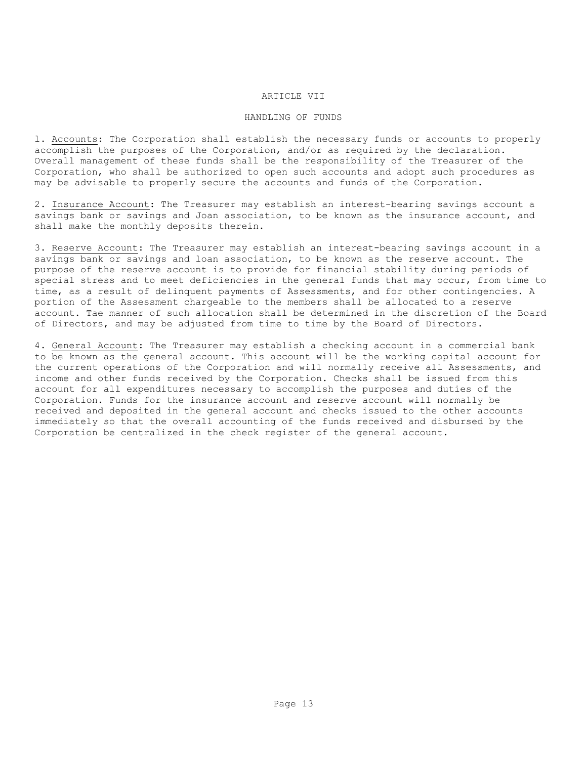# ARTICLE VII

## HANDLING OF FUNDS

1. Accounts: The Corporation shall establish the necessary funds or accounts to properly accomplish the purposes of the Corporation, and/or as required by the declaration. Overall management of these funds shall be the responsibility of the Treasurer of the Corporation, who shall be authorized to open such accounts and adopt such procedures as may be advisable to properly secure the accounts and funds of the Corporation.

2. Insurance Account: The Treasurer may establish an interest-bearing savings account a savings bank or savings and Joan association, to be known as the insurance account, and shall make the monthly deposits therein.

3. Reserve Account: The Treasurer may establish an interest-bearing savings account in a savings bank or savings and loan association, to be known as the reserve account. The purpose of the reserve account is to provide for financial stability during periods of special stress and to meet deficiencies in the general funds that may occur, from time to time, as a result of delinquent payments of Assessments, and for other contingencies. A portion of the Assessment chargeable to the members shall be allocated to a reserve account. Tae manner of such allocation shall be determined in the discretion of the Board of Directors, and may be adjusted from time to time by the Board of Directors.

4. General Account: The Treasurer may establish a checking account in a commercial bank to be known as the general account. This account will be the working capital account for the current operations of the Corporation and will normally receive all Assessments, and income and other funds received by the Corporation. Checks shall be issued from this account for all expenditures necessary to accomplish the purposes and duties of the Corporation. Funds for the insurance account and reserve account will normally be received and deposited in the general account and checks issued to the other accounts immediately so that the overall accounting of the funds received and disbursed by the Corporation be centralized in the check register of the general account.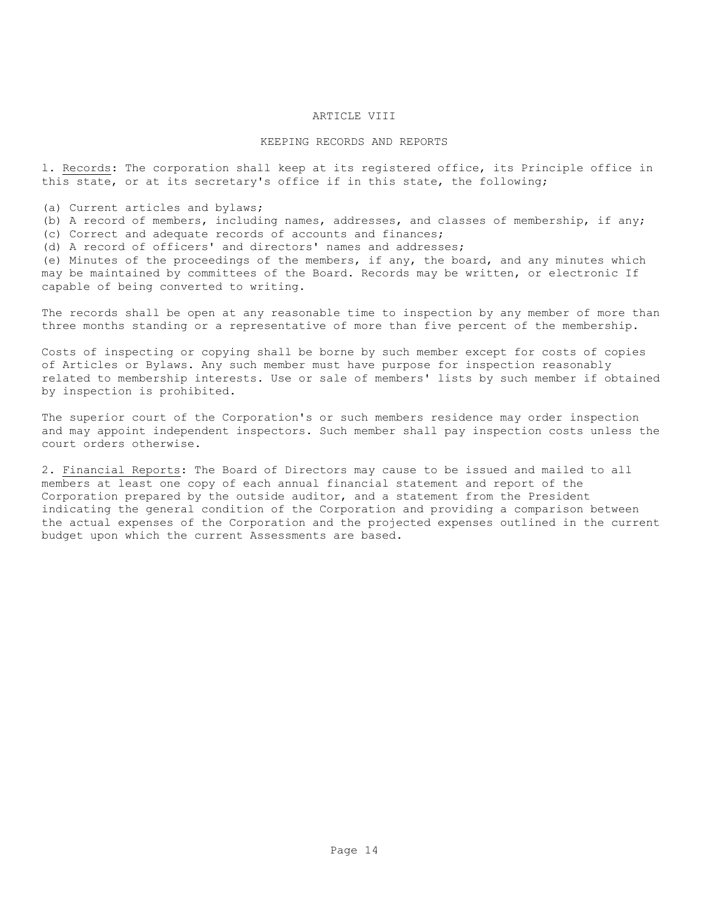## ARTICLE VIII

## KEEPING RECORDS AND REPORTS

1. Records: The corporation shall keep at its registered office, its Principle office in this state, or at its secretary's office if in this state, the following;

(a) Current articles and bylaws;
(b) A record of members, including names, addresses, and classes of membership, if any;
(c) Correct and adequate records of accounts and finances;
(d) A record of officers' and directors' names and addresses;
(e) Minutes of the proceedings of the members, if any, the board, and any minutes which may be maintained by committees of the Board. Records may be written, or electronic If capable of being converted to writing.

The records shall be open at any reasonable time to inspection by any member of more than three months standing or a representative of more than five percent of the membership.

Costs of inspecting or copying shall be borne by such member except for costs of copies of Articles or Bylaws. Any such member must have purpose for inspection reasonably related to membership interests. Use or sale of members' lists by such member if obtained by inspection is prohibited.

The superior court of the Corporation's or such members residence may order inspection and may appoint independent inspectors. Such member shall pay inspection costs unless the court orders otherwise.

2. Financial Reports: The Board of Directors may cause to be issued and mailed to all members at least one copy of each annual financial statement and report of the Corporation prepared by the outside auditor, and a statement from the President indicating the general condition of the Corporation and providing a comparison between the actual expenses of the Corporation and the projected expenses outlined in the current budget upon which the current Assessments are based.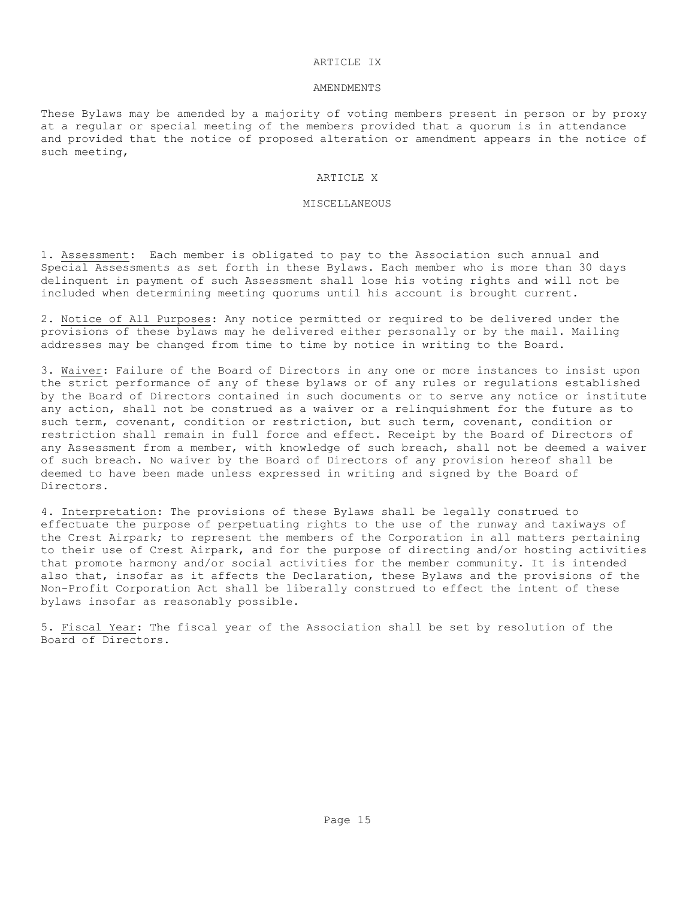## ARTICLE IX

## AMENDMENTS

These Bylaws may be amended by a majority of voting members present in person or by proxy at a regular or special meeting of the members provided that a quorum is in attendance and provided that the notice of proposed alteration or amendment appears in the notice of such meeting,

## ARTICLE X

## MISCELLANEOUS

1. Assessment: Each member is obligated to pay to the Association such annual and Special Assessments as set forth in these Bylaws. Each member who is more than 30 days delinquent in payment of such Assessment shall lose his voting rights and will not be included when determining meeting quorums until his account is brought current.

2. Notice of All Purposes: Any notice permitted or required to be delivered under the provisions of these bylaws may he delivered either personally or by the mail. Mailing addresses may be changed from time to time by notice in writing to the Board.

3. Waiver: Failure of the Board of Directors in any one or more instances to insist upon the strict performance of any of these bylaws or of any rules or regulations established by the Board of Directors contained in such documents or to serve any notice or institute any action, shall not be construed as a waiver or a relinquishment for the future as to such term, covenant, condition or restriction, but such term, covenant, condition or restriction shall remain in full force and effect. Receipt by the Board of Directors of any Assessment from a member, with knowledge of such breach, shall not be deemed a waiver of such breach. No waiver by the Board of Directors of any provision hereof shall be deemed to have been made unless expressed in writing and signed by the Board of Directors.

4. Interpretation: The provisions of these Bylaws shall be legally construed to effectuate the purpose of perpetuating rights to the use of the runway and taxiways of the Crest Airpark; to represent the members of the Corporation in all matters pertaining to their use of Crest Airpark, and for the purpose of directing and/or hosting activities that promote harmony and/or social activities for the member community. It is intended also that, insofar as it affects the Declaration, these Bylaws and the provisions of the Non-Profit Corporation Act shall be liberally construed to effect the intent of these bylaws insofar as reasonably possible.

5. Fiscal Year: The fiscal year of the Association shall be set by resolution of the Board of Directors.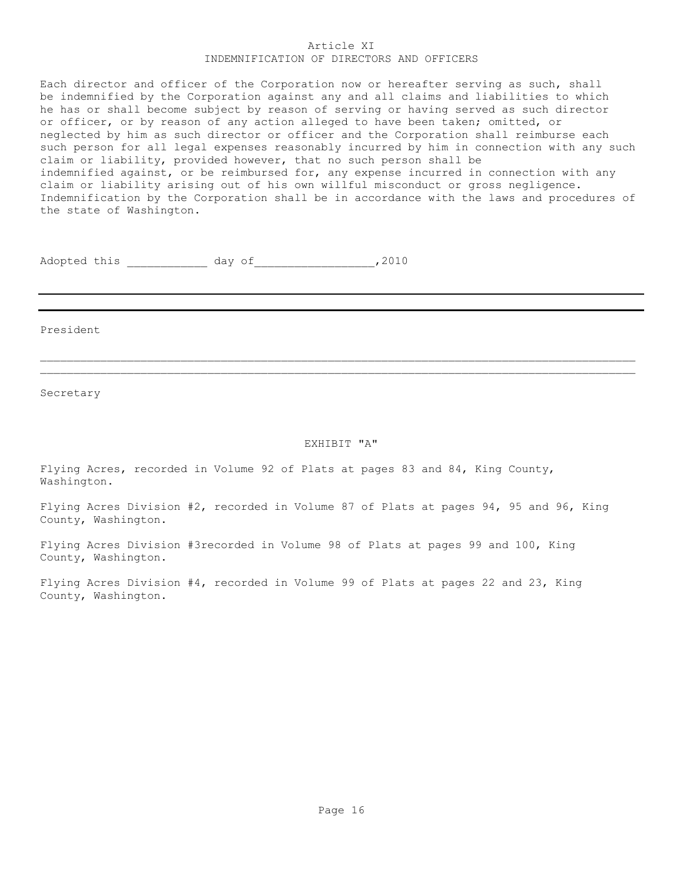## Article XI
## INDEMNIFICATION OF DIRECTORS AND OFFICERS

Each director and officer of the Corporation now or hereafter serving as such, shall be indemnified by the Corporation against any and all claims and liabilities to which he has or shall become subject by reason of serving or having served as such director or officer, or by reason of any action alleged to have been taken; omitted, or neglected by him as such director or officer and the Corporation shall reimburse each such person for all legal expenses reasonably incurred by him in connection with any such claim or liability, provided however, that no such person shall be indemnified against, or be reimbursed for, any expense incurred in connection with any claim or liability arising out of his own willful misconduct or gross negligence. Indemnification by the Corporation shall be in accordance with the laws and procedures of the state of Washington.

Adopted this ____________ day of_________________,2010

---

President

_______________________________________________________________________________________

Secretary

## EXHIBIT "A"

Flying Acres, recorded in Volume 92 of Plats at pages 83 and 84, King County, Washington.

Flying Acres Division #2, recorded in Volume 87 of Plats at pages 94, 95 and 96, King County, Washington.

Flying Acres Division #3recorded in Volume 98 of Plats at pages 99 and 100, King County, Washington.

Flying Acres Division #4, recorded in Volume 99 of Plats at pages 22 and 23, King County, Washington.